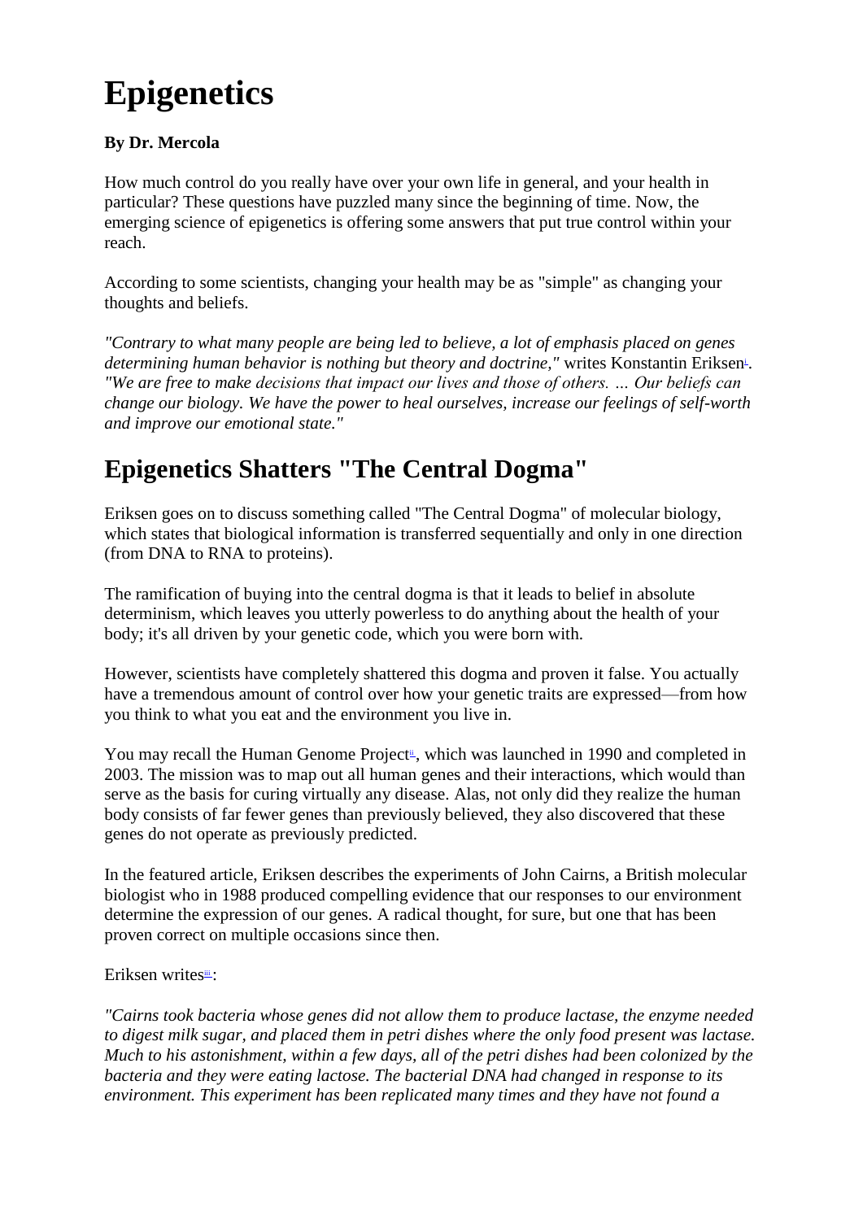# Epigenetics

**By Dr. Mercola**

How much control do you really have over your own life in general, and your health in particular? These questions have puzzled many since the beginning of time. Now, the emerging science of epigenetics is offering some answers that put true control within your reach.

According to some scientists, changing your health may be as "simple" as changing your thoughts and beliefs.

*"Contrary to what many people are being led to believe, a lot of emphasis placed on genes determining human behavior is nothing but theory and doctrine,"* writes Konstantin Eriksen[i]. *"We are free to make decisions that impact our lives and those of others. … Our beliefs can change our biology. We have the power to heal ourselves, increase our feelings of self-worth and improve our emotional state."*

## Epigenetics Shatters "The Central Dogma"

Eriksen goes on to discuss something called "The Central Dogma" of molecular biology, which states that biological information is transferred sequentially and only in one direction (from DNA to RNA to proteins).

The ramification of buying into the central dogma is that it leads to belief in absolute determinism, which leaves you utterly powerless to do anything about the health of your body; it's all driven by your genetic code, which you were born with.

However, scientists have completely shattered this dogma and proven it false. You actually have a tremendous amount of control over how your genetic traits are expressed—from how you think to what you eat and the environment you live in.

You may recall the Human Genome Project[ii], which was launched in 1990 and completed in 2003. The mission was to map out all human genes and their interactions, which would than serve as the basis for curing virtually any disease. Alas, not only did they realize the human body consists of far fewer genes than previously believed, they also discovered that these genes do not operate as previously predicted.

In the featured article, Eriksen describes the experiments of John Cairns, a British molecular biologist who in 1988 produced compelling evidence that our responses to our environment determine the expression of our genes. A radical thought, for sure, but one that has been proven correct on multiple occasions since then.

Eriksen writes[iii]:

*"Cairns took bacteria whose genes did not allow them to produce lactase, the enzyme needed to digest milk sugar, and placed them in petri dishes where the only food present was lactase. Much to his astonishment, within a few days, all of the petri dishes had been colonized by the bacteria and they were eating lactose. The bacterial DNA had changed in response to its environment. This experiment has been replicated many times and they have not found a*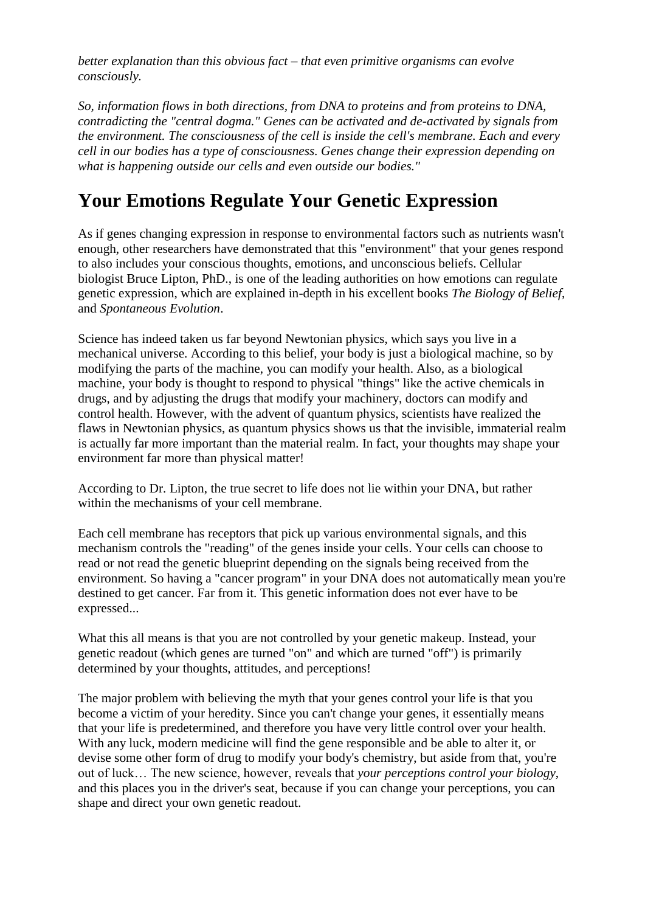*better explanation than this obvious fact – that even primitive organisms can evolve consciously.*

*So, information flows in both directions, from DNA to proteins and from proteins to DNA, contradicting the "central dogma." Genes can be activated and de-activated by signals from the environment. The consciousness of the cell is inside the cell's membrane. Each and every cell in our bodies has a type of consciousness. Genes change their expression depending on what is happening outside our cells and even outside our bodies."*

## Your Emotions Regulate Your Genetic Expression

As if genes changing expression in response to environmental factors such as nutrients wasn't enough, other researchers have demonstrated that this "environment" that your genes respond to also includes your conscious thoughts, emotions, and unconscious beliefs. Cellular biologist Bruce Lipton, PhD., is one of the leading authorities on how emotions can regulate genetic expression, which are explained in-depth in his excellent books *The Biology of Belief*, and *Spontaneous Evolution*.

Science has indeed taken us far beyond Newtonian physics, which says you live in a mechanical universe. According to this belief, your body is just a biological machine, so by modifying the parts of the machine, you can modify your health. Also, as a biological machine, your body is thought to respond to physical "things" like the active chemicals in drugs, and by adjusting the drugs that modify your machinery, doctors can modify and control health. However, with the advent of quantum physics, scientists have realized the flaws in Newtonian physics, as quantum physics shows us that the invisible, immaterial realm is actually far more important than the material realm. In fact, your thoughts may shape your environment far more than physical matter!

According to Dr. Lipton, the true secret to life does not lie within your DNA, but rather within the mechanisms of your cell membrane.

Each cell membrane has receptors that pick up various environmental signals, and this mechanism controls the "reading" of the genes inside your cells. Your cells can choose to read or not read the genetic blueprint depending on the signals being received from the environment. So having a "cancer program" in your DNA does not automatically mean you're destined to get cancer. Far from it. This genetic information does not ever have to be expressed...

What this all means is that you are not controlled by your genetic makeup. Instead, your genetic readout (which genes are turned "on" and which are turned "off") is primarily determined by your thoughts, attitudes, and perceptions!

The major problem with believing the myth that your genes control your life is that you become a victim of your heredity. Since you can't change your genes, it essentially means that your life is predetermined, and therefore you have very little control over your health. With any luck, modern medicine will find the gene responsible and be able to alter it, or devise some other form of drug to modify your body's chemistry, but aside from that, you're out of luck… The new science, however, reveals that *your perceptions control your biology*, and this places you in the driver's seat, because if you can change your perceptions, you can shape and direct your own genetic readout.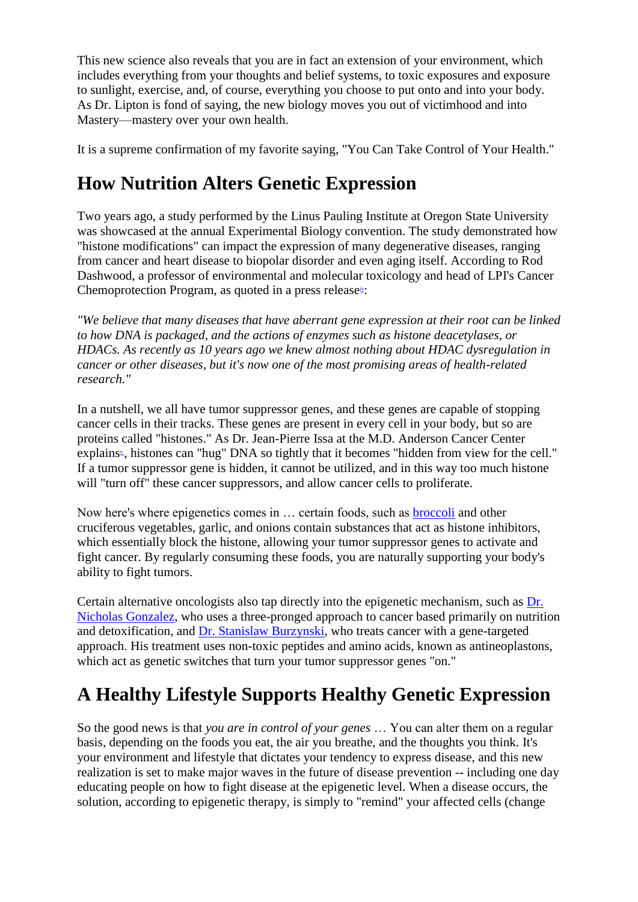This new science also reveals that you are in fact an extension of your environment, which includes everything from your thoughts and belief systems, to toxic exposures and exposure to sunlight, exercise, and, of course, everything you choose to put onto and into your body. As Dr. Lipton is fond of saying, the new biology moves you out of victimhood and into Mastery—mastery over your own health.

It is a supreme confirmation of my favorite saying, "You Can Take Control of Your Health."

## How Nutrition Alters Genetic Expression

Two years ago, a study performed by the Linus Pauling Institute at Oregon State University was showcased at the annual Experimental Biology convention. The study demonstrated how "histone modifications" can impact the expression of many degenerative diseases, ranging from cancer and heart disease to biopolar disorder and even aging itself. According to Rod Dashwood, a professor of environmental and molecular toxicology and head of LPI's Cancer Chemoprotection Program, as quoted in a press release[iv]:

*"We believe that many diseases that have aberrant gene expression at their root can be linked to how DNA is packaged, and the actions of enzymes such as histone deacetylases, or HDACs. As recently as 10 years ago we knew almost nothing about HDAC dysregulation in cancer or other diseases, but it's now one of the most promising areas of health-related research."*

In a nutshell, we all have tumor suppressor genes, and these genes are capable of stopping cancer cells in their tracks. These genes are present in every cell in your body, but so are proteins called "histones." As Dr. Jean-Pierre Issa at the M.D. Anderson Cancer Center explains[v], histones can "hug" DNA so tightly that it becomes "hidden from view for the cell." If a tumor suppressor gene is hidden, it cannot be utilized, and in this way too much histone will "turn off" these cancer suppressors, and allow cancer cells to proliferate.

Now here's where epigenetics comes in … certain foods, such as broccoli and other cruciferous vegetables, garlic, and onions contain substances that act as histone inhibitors, which essentially block the histone, allowing your tumor suppressor genes to activate and fight cancer. By regularly consuming these foods, you are naturally supporting your body's ability to fight tumors.

Certain alternative oncologists also tap directly into the epigenetic mechanism, such as Dr. Nicholas Gonzalez, who uses a three-pronged approach to cancer based primarily on nutrition and detoxification, and Dr. Stanislaw Burzynski, who treats cancer with a gene-targeted approach. His treatment uses non-toxic peptides and amino acids, known as antineoplastons, which act as genetic switches that turn your tumor suppressor genes "on."

## A Healthy Lifestyle Supports Healthy Genetic Expression

So the good news is that *you are in control of your genes* … You can alter them on a regular basis, depending on the foods you eat, the air you breathe, and the thoughts you think. It's your environment and lifestyle that dictates your tendency to express disease, and this new realization is set to make major waves in the future of disease prevention -- including one day educating people on how to fight disease at the epigenetic level. When a disease occurs, the solution, according to epigenetic therapy, is simply to "remind" your affected cells (change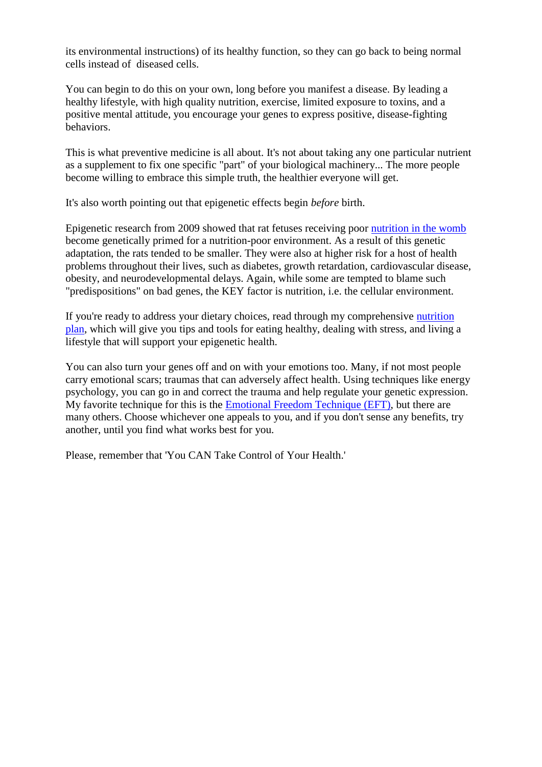its environmental instructions) of its healthy function, so they can go back to being normal cells instead of diseased cells.

You can begin to do this on your own, long before you manifest a disease. By leading a healthy lifestyle, with high quality nutrition, exercise, limited exposure to toxins, and a positive mental attitude, you encourage your genes to express positive, disease-fighting behaviors.

This is what preventive medicine is all about. It's not about taking any one particular nutrient as a supplement to fix one specific "part" of your biological machinery... The more people become willing to embrace this simple truth, the healthier everyone will get.

It's also worth pointing out that epigenetic effects begin *before* birth.

Epigenetic research from 2009 showed that rat fetuses receiving poor nutrition in the womb become genetically primed for a nutrition-poor environment. As a result of this genetic adaptation, the rats tended to be smaller. They were also at higher risk for a host of health problems throughout their lives, such as diabetes, growth retardation, cardiovascular disease, obesity, and neurodevelopmental delays. Again, while some are tempted to blame such "predispositions" on bad genes, the KEY factor is nutrition, i.e. the cellular environment.

If you're ready to address your dietary choices, read through my comprehensive nutrition plan, which will give you tips and tools for eating healthy, dealing with stress, and living a lifestyle that will support your epigenetic health.

You can also turn your genes off and on with your emotions too. Many, if not most people carry emotional scars; traumas that can adversely affect health. Using techniques like energy psychology, you can go in and correct the trauma and help regulate your genetic expression. My favorite technique for this is the Emotional Freedom Technique (EFT), but there are many others. Choose whichever one appeals to you, and if you don't sense any benefits, try another, until you find what works best for you.

Please, remember that 'You CAN Take Control of Your Health.'